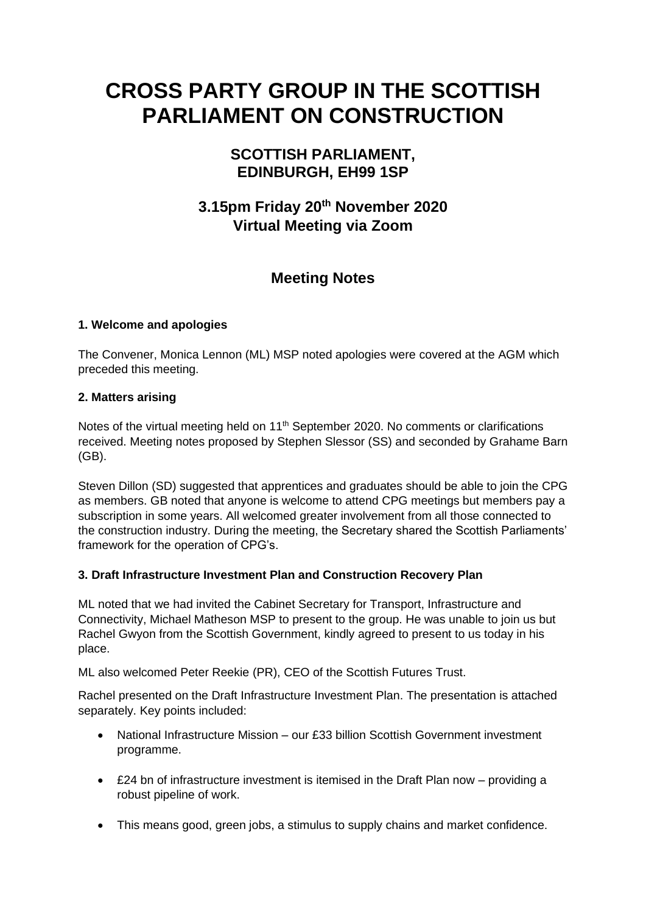# CROSS PARTY GROUP IN THE SCOTTISH PARLIAMENT ON CONSTRUCTION

## SCOTTISH PARLIAMENT, EDINBURGH, EH99 1SP

## 3.15pm Friday 20th November 2020 Virtual Meeting via Zoom

## Meeting Notes

**1. Welcome and apologies**

The Convener, Monica Lennon (ML) MSP noted apologies were covered at the AGM which preceded this meeting.

**2. Matters arising**

Notes of the virtual meeting held on 11th September 2020. No comments or clarifications received. Meeting notes proposed by Stephen Slessor (SS) and seconded by Grahame Barn (GB).

Steven Dillon (SD) suggested that apprentices and graduates should be able to join the CPG as members. GB noted that anyone is welcome to attend CPG meetings but members pay a subscription in some years. All welcomed greater involvement from all those connected to the construction industry. During the meeting, the Secretary shared the Scottish Parliaments' framework for the operation of CPG's.

**3. Draft Infrastructure Investment Plan and Construction Recovery Plan**

ML noted that we had invited the Cabinet Secretary for Transport, Infrastructure and Connectivity, Michael Matheson MSP to present to the group. He was unable to join us but Rachel Gwyon from the Scottish Government, kindly agreed to present to us today in his place.

ML also welcomed Peter Reekie (PR), CEO of the Scottish Futures Trust.

Rachel presented on the Draft Infrastructure Investment Plan. The presentation is attached separately. Key points included:

- National Infrastructure Mission – our £33 billion Scottish Government investment programme.
- £24 bn of infrastructure investment is itemised in the Draft Plan now – providing a robust pipeline of work.
- This means good, green jobs, a stimulus to supply chains and market confidence.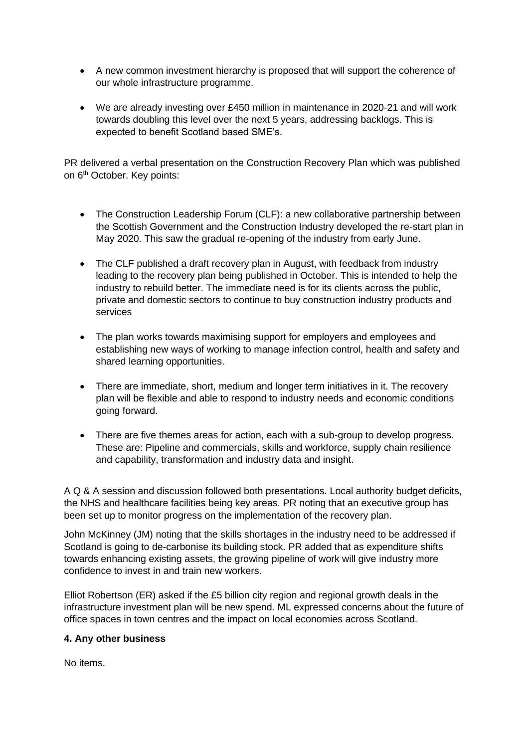- A new common investment hierarchy is proposed that will support the coherence of our whole infrastructure programme.

- We are already investing over £450 million in maintenance in 2020-21 and will work towards doubling this level over the next 5 years, addressing backlogs. This is expected to benefit Scotland based SME's.

PR delivered a verbal presentation on the Construction Recovery Plan which was published on 6th October. Key points:

- The Construction Leadership Forum (CLF): a new collaborative partnership between the Scottish Government and the Construction Industry developed the re-start plan in May 2020. This saw the gradual re-opening of the industry from early June.

- The CLF published a draft recovery plan in August, with feedback from industry leading to the recovery plan being published in October. This is intended to help the industry to rebuild better. The immediate need is for its clients across the public, private and domestic sectors to continue to buy construction industry products and services

- The plan works towards maximising support for employers and employees and establishing new ways of working to manage infection control, health and safety and shared learning opportunities.

- There are immediate, short, medium and longer term initiatives in it. The recovery plan will be flexible and able to respond to industry needs and economic conditions going forward.

- There are five themes areas for action, each with a sub-group to develop progress. These are: Pipeline and commercials, skills and workforce, supply chain resilience and capability, transformation and industry data and insight.

A Q & A session and discussion followed both presentations. Local authority budget deficits, the NHS and healthcare facilities being key areas. PR noting that an executive group has been set up to monitor progress on the implementation of the recovery plan.

John McKinney (JM) noting that the skills shortages in the industry need to be addressed if Scotland is going to de-carbonise its building stock. PR added that as expenditure shifts towards enhancing existing assets, the growing pipeline of work will give industry more confidence to invest in and train new workers.

Elliot Robertson (ER) asked if the £5 billion city region and regional growth deals in the infrastructure investment plan will be new spend. ML expressed concerns about the future of office spaces in town centres and the impact on local economies across Scotland.

**4. Any other business**

No items.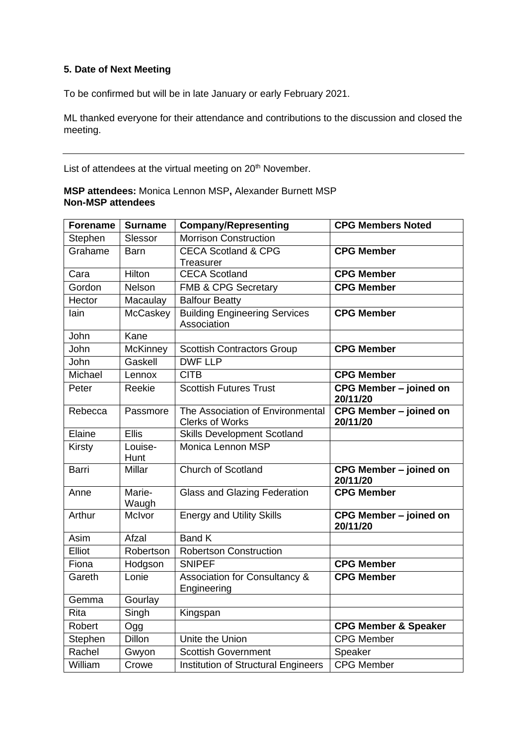**5. Date of Next Meeting**

To be confirmed but will be in late January or early February 2021.

ML thanked everyone for their attendance and contributions to the discussion and closed the meeting.

---

List of attendees at the virtual meeting on 20th November.

**MSP attendees:** Monica Lennon MSP**,** Alexander Burnett MSP
**Non-MSP attendees**

| **Forename** | **Surname** | **Company/Representing** | **CPG Members Noted** |
|---|---|---|---|
| Stephen | Slessor | Morrison Construction | |
| Grahame | Barn | CECA Scotland & CPG Treasurer | **CPG Member** |
| Cara | Hilton | CECA Scotland | **CPG Member** |
| Gordon | Nelson | FMB & CPG Secretary | **CPG Member** |
| Hector | Macaulay | Balfour Beatty | |
| Iain | McCaskey | Building Engineering Services Association | **CPG Member** |
| John | Kane | | |
| John | McKinney | Scottish Contractors Group | **CPG Member** |
| John | Gaskell | DWF LLP | |
| Michael | Lennox | CITB | **CPG Member** |
| Peter | Reekie | Scottish Futures Trust | **CPG Member – joined on 20/11/20** |
| Rebecca | Passmore | The Association of Environmental Clerks of Works | **CPG Member – joined on 20/11/20** |
| Elaine | Ellis | Skills Development Scotland | |
| Kirsty | Louise-Hunt | Monica Lennon MSP | |
| Barri | Millar | Church of Scotland | **CPG Member – joined on 20/11/20** |
| Anne | Marie-Waugh | Glass and Glazing Federation | **CPG Member** |
| Arthur | McIvor | Energy and Utility Skills | **CPG Member – joined on 20/11/20** |
| Asim | Afzal | Band K | |
| Elliot | Robertson | Robertson Construction | |
| Fiona | Hodgson | SNIPEF | **CPG Member** |
| Gareth | Lonie | Association for Consultancy & Engineering | **CPG Member** |
| Gemma | Gourlay | | |
| Rita | Singh | Kingspan | |
| Robert | Ogg | | **CPG Member & Speaker** |
| Stephen | Dillon | Unite the Union | CPG Member |
| Rachel | Gwyon | Scottish Government | Speaker |
| William | Crowe | Institution of Structural Engineers | CPG Member |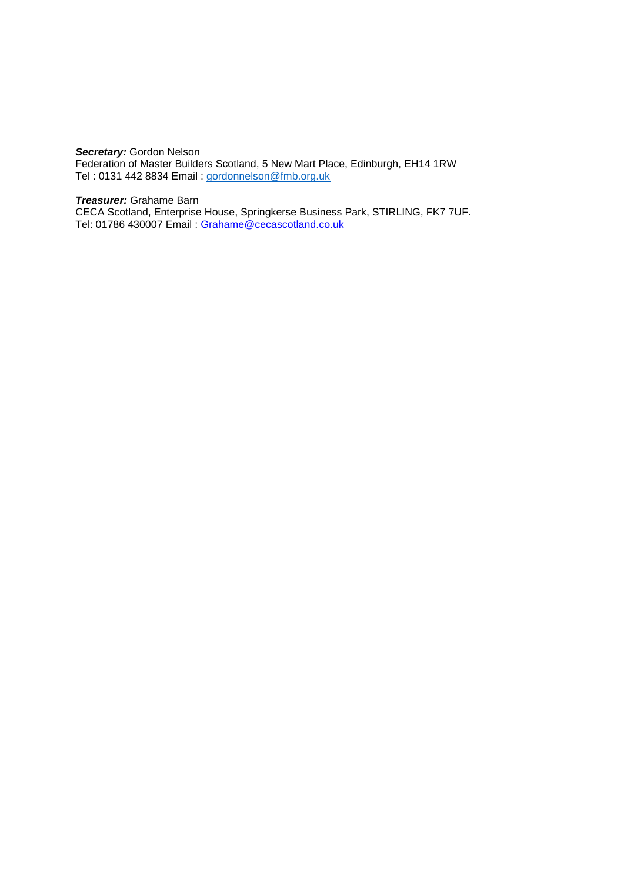***Secretary:*** Gordon Nelson
Federation of Master Builders Scotland, 5 New Mart Place, Edinburgh, EH14 1RW
Tel : 0131 442 8834 Email : gordonnelson@fmb.org.uk

***Treasurer:*** Grahame Barn
CECA Scotland, Enterprise House, Springkerse Business Park, STIRLING, FK7 7UF.
Tel: 01786 430007 Email : Grahame@cecascotland.co.uk